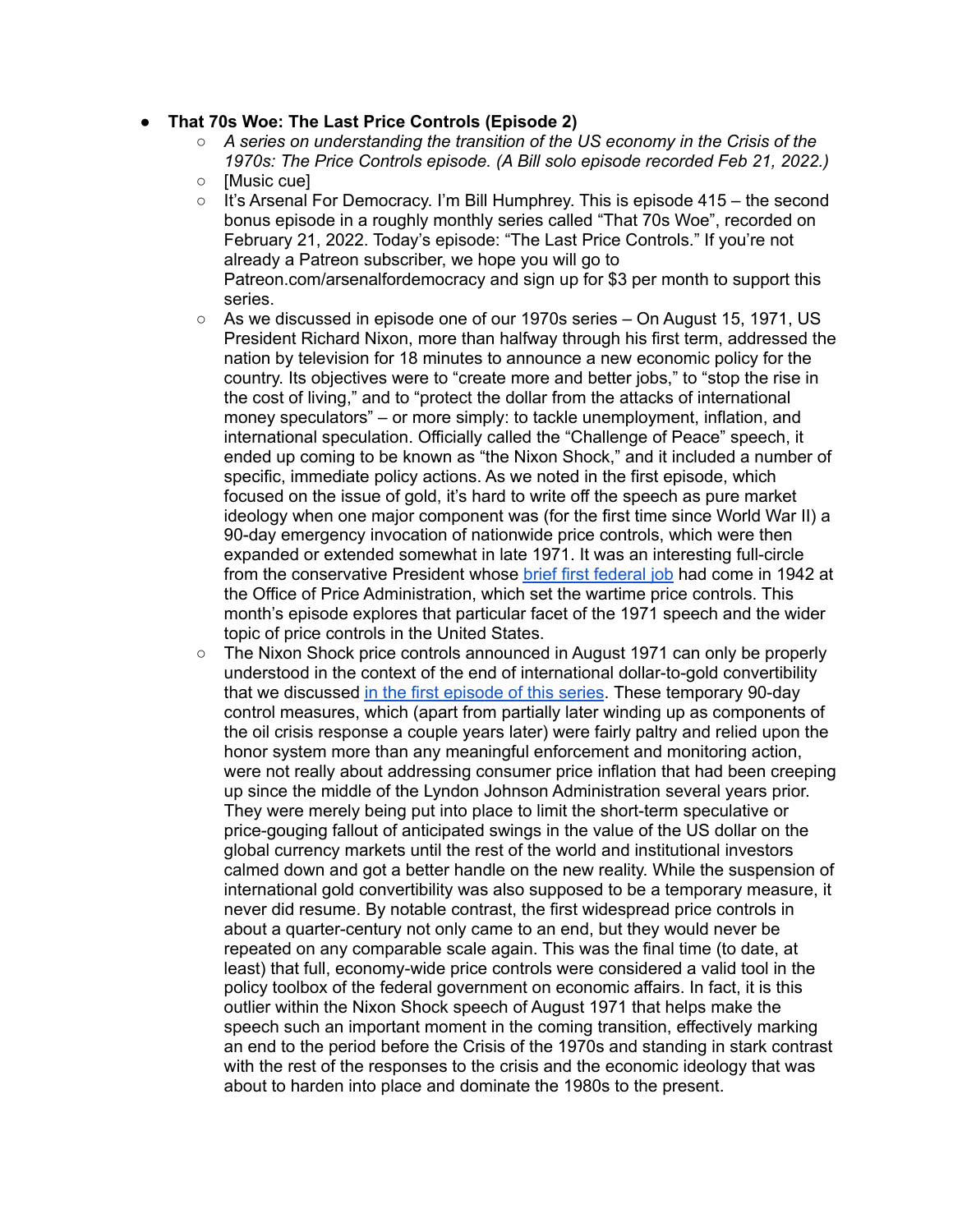- **That 70s Woe: The Last Price Controls (Episode 2)**
    - *A series on understanding the transition of the US economy in the Crisis of the 1970s: The Price Controls episode. (A Bill solo episode recorded Feb 21, 2022.)*
    - [Music cue]
    - It's Arsenal For Democracy. I'm Bill Humphrey. This is episode 415 – the second bonus episode in a roughly monthly series called "That 70s Woe", recorded on February 21, 2022. Today's episode: "The Last Price Controls." If you're not already a Patreon subscriber, we hope you will go to Patreon.com/arsenalfordemocracy and sign up for $3 per month to support this series.
    - As we discussed in episode one of our 1970s series – On August 15, 1971, US President Richard Nixon, more than halfway through his first term, addressed the nation by television for 18 minutes to announce a new economic policy for the country. Its objectives were to "create more and better jobs," to "stop the rise in the cost of living," and to "protect the dollar from the attacks of international money speculators" – or more simply: to tackle unemployment, inflation, and international speculation. Officially called the "Challenge of Peace" speech, it ended up coming to be known as "the Nixon Shock," and it included a number of specific, immediate policy actions. As we noted in the first episode, which focused on the issue of gold, it's hard to write off the speech as pure market ideology when one major component was (for the first time since World War II) a 90-day emergency invocation of nationwide price controls, which were then expanded or extended somewhat in late 1971. It was an interesting full-circle from the conservative President whose brief first federal job had come in 1942 at the Office of Price Administration, which set the wartime price controls. This month's episode explores that particular facet of the 1971 speech and the wider topic of price controls in the United States.
    - The Nixon Shock price controls announced in August 1971 can only be properly understood in the context of the end of international dollar-to-gold convertibility that we discussed in the first episode of this series. These temporary 90-day control measures, which (apart from partially later winding up as components of the oil crisis response a couple years later) were fairly paltry and relied upon the honor system more than any meaningful enforcement and monitoring action, were not really about addressing consumer price inflation that had been creeping up since the middle of the Lyndon Johnson Administration several years prior. They were merely being put into place to limit the short-term speculative or price-gouging fallout of anticipated swings in the value of the US dollar on the global currency markets until the rest of the world and institutional investors calmed down and got a better handle on the new reality. While the suspension of international gold convertibility was also supposed to be a temporary measure, it never did resume. By notable contrast, the first widespread price controls in about a quarter-century not only came to an end, but they would never be repeated on any comparable scale again. This was the final time (to date, at least) that full, economy-wide price controls were considered a valid tool in the policy toolbox of the federal government on economic affairs. In fact, it is this outlier within the Nixon Shock speech of August 1971 that helps make the speech such an important moment in the coming transition, effectively marking an end to the period before the Crisis of the 1970s and standing in stark contrast with the rest of the responses to the crisis and the economic ideology that was about to harden into place and dominate the 1980s to the present.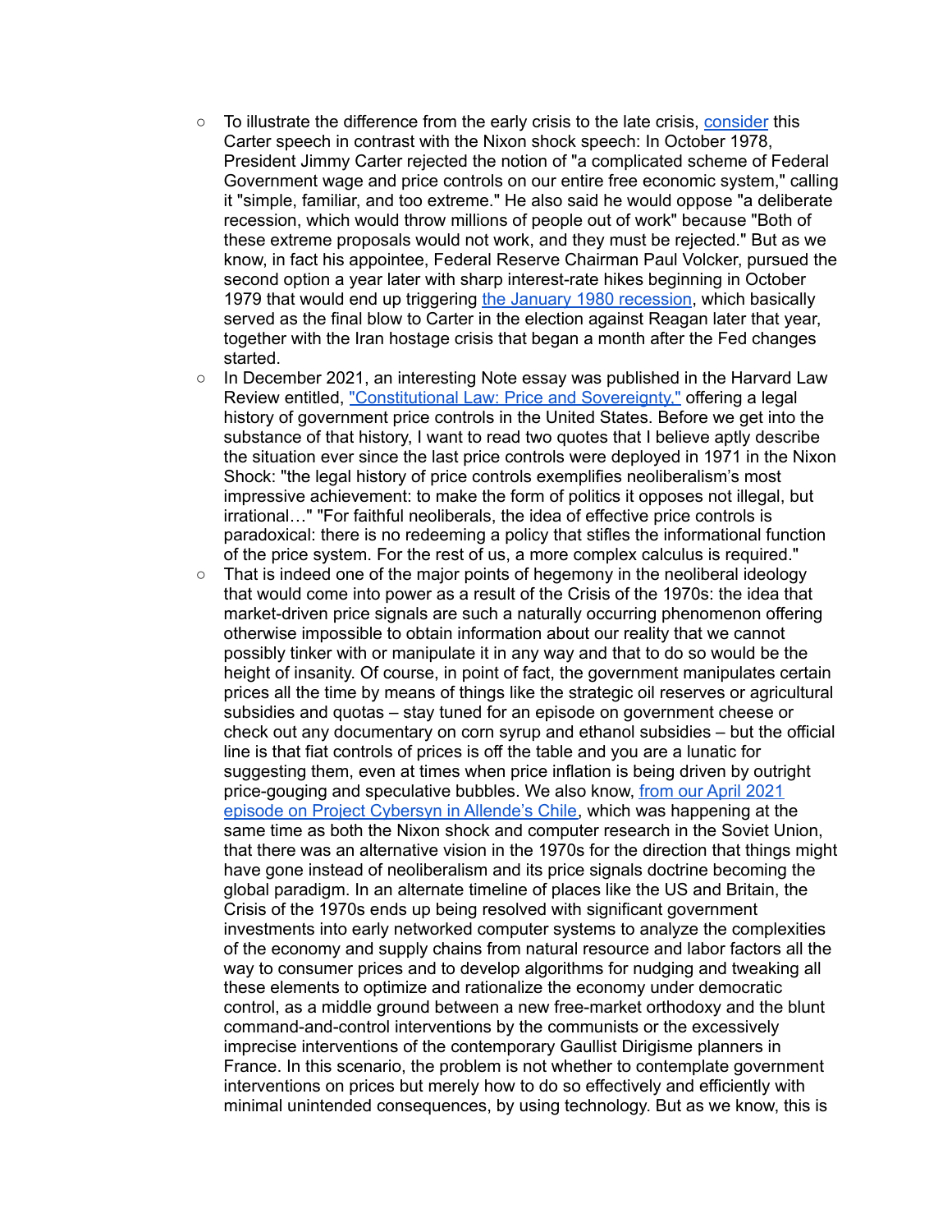- To illustrate the difference from the early crisis to the late crisis, [consider](#) this Carter speech in contrast with the Nixon shock speech: In October 1978, President Jimmy Carter rejected the notion of "a complicated scheme of Federal Government wage and price controls on our entire free economic system," calling it "simple, familiar, and too extreme." He also said he would oppose "a deliberate recession, which would throw millions of people out of work" because "Both of these extreme proposals would not work, and they must be rejected." But as we know, in fact his appointee, Federal Reserve Chairman Paul Volcker, pursued the second option a year later with sharp interest-rate hikes beginning in October 1979 that would end up triggering [the January 1980 recession](#), which basically served as the final blow to Carter in the election against Reagan later that year, together with the Iran hostage crisis that began a month after the Fed changes started.
- In December 2021, an interesting Note essay was published in the Harvard Law Review entitled, ["Constitutional Law: Price and Sovereignty,"](#) offering a legal history of government price controls in the United States. Before we get into the substance of that history, I want to read two quotes that I believe aptly describe the situation ever since the last price controls were deployed in 1971 in the Nixon Shock: "the legal history of price controls exemplifies neoliberalism's most impressive achievement: to make the form of politics it opposes not illegal, but irrational…" "For faithful neoliberals, the idea of effective price controls is paradoxical: there is no redeeming a policy that stifles the informational function of the price system. For the rest of us, a more complex calculus is required."
- That is indeed one of the major points of hegemony in the neoliberal ideology that would come into power as a result of the Crisis of the 1970s: the idea that market-driven price signals are such a naturally occurring phenomenon offering otherwise impossible to obtain information about our reality that we cannot possibly tinker with or manipulate it in any way and that to do so would be the height of insanity. Of course, in point of fact, the government manipulates certain prices all the time by means of things like the strategic oil reserves or agricultural subsidies and quotas – stay tuned for an episode on government cheese or check out any documentary on corn syrup and ethanol subsidies – but the official line is that fiat controls of prices is off the table and you are a lunatic for suggesting them, even at times when price inflation is being driven by outright price-gouging and speculative bubbles. We also know, [from our April 2021 episode on Project Cybersyn in Allende's Chile](#), which was happening at the same time as both the Nixon shock and computer research in the Soviet Union, that there was an alternative vision in the 1970s for the direction that things might have gone instead of neoliberalism and its price signals doctrine becoming the global paradigm. In an alternate timeline of places like the US and Britain, the Crisis of the 1970s ends up being resolved with significant government investments into early networked computer systems to analyze the complexities of the economy and supply chains from natural resource and labor factors all the way to consumer prices and to develop algorithms for nudging and tweaking all these elements to optimize and rationalize the economy under democratic control, as a middle ground between a new free-market orthodoxy and the blunt command-and-control interventions by the communists or the excessively imprecise interventions of the contemporary Gaullist Dirigisme planners in France. In this scenario, the problem is not whether to contemplate government interventions on prices but merely how to do so effectively and efficiently with minimal unintended consequences, by using technology. But as we know, this is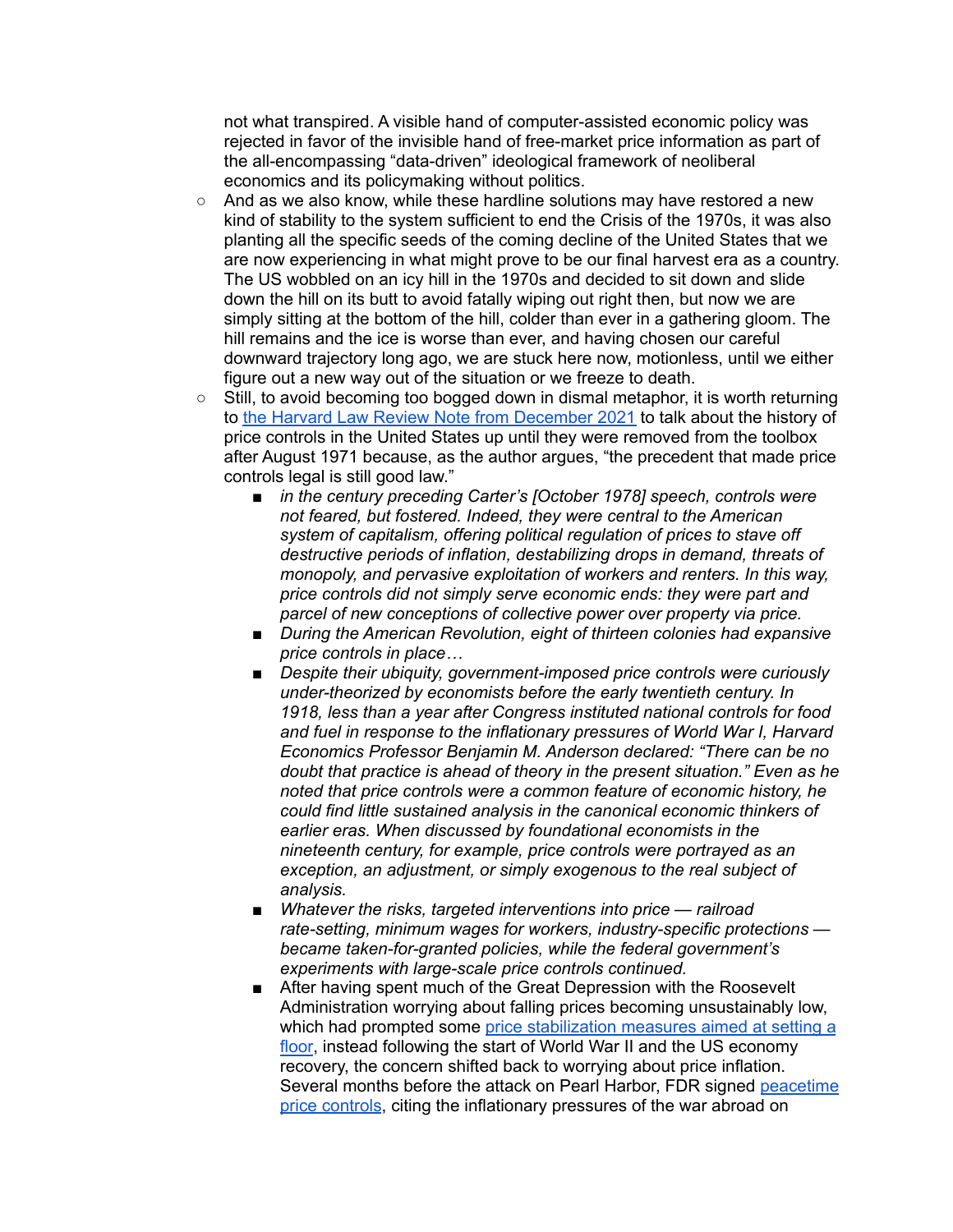not what transpired. A visible hand of computer-assisted economic policy was rejected in favor of the invisible hand of free-market price information as part of the all-encompassing "data-driven" ideological framework of neoliberal economics and its policymaking without politics.

- And as we also know, while these hardline solutions may have restored a new kind of stability to the system sufficient to end the Crisis of the 1970s, it was also planting all the specific seeds of the coming decline of the United States that we are now experiencing in what might prove to be our final harvest era as a country. The US wobbled on an icy hill in the 1970s and decided to sit down and slide down the hill on its butt to avoid fatally wiping out right then, but now we are simply sitting at the bottom of the hill, colder than ever in a gathering gloom. The hill remains and the ice is worse than ever, and having chosen our careful downward trajectory long ago, we are stuck here now, motionless, until we either figure out a new way out of the situation or we freeze to death.
- Still, to avoid becoming too bogged down in dismal metaphor, it is worth returning to [the Harvard Law Review Note from December 2021](#) to talk about the history of price controls in the United States up until they were removed from the toolbox after August 1971 because, as the author argues, "the precedent that made price controls legal is still good law."
  - *in the century preceding Carter's [October 1978] speech, controls were not feared, but fostered. Indeed, they were central to the American system of capitalism, offering political regulation of prices to stave off destructive periods of inflation, destabilizing drops in demand, threats of monopoly, and pervasive exploitation of workers and renters. In this way, price controls did not simply serve economic ends: they were part and parcel of new conceptions of collective power over property via price.*
  - *During the American Revolution, eight of thirteen colonies had expansive price controls in place…*
  - *Despite their ubiquity, government-imposed price controls were curiously under-theorized by economists before the early twentieth century. In 1918, less than a year after Congress instituted national controls for food and fuel in response to the inflationary pressures of World War I, Harvard Economics Professor Benjamin M. Anderson declared: "There can be no doubt that practice is ahead of theory in the present situation." Even as he noted that price controls were a common feature of economic history, he could find little sustained analysis in the canonical economic thinkers of earlier eras. When discussed by foundational economists in the nineteenth century, for example, price controls were portrayed as an exception, an adjustment, or simply exogenous to the real subject of analysis.*
  - *Whatever the risks, targeted interventions into price — railroad rate-setting, minimum wages for workers, industry-specific protections — became taken-for-granted policies, while the federal government's experiments with large-scale price controls continued.*
  - After having spent much of the Great Depression with the Roosevelt Administration worrying about falling prices becoming unsustainably low, which had prompted some [price stabilization measures aimed at setting a floor](#), instead following the start of World War II and the US economy recovery, the concern shifted back to worrying about price inflation. Several months before the attack on Pearl Harbor, FDR signed [peacetime price controls](#), citing the inflationary pressures of the war abroad on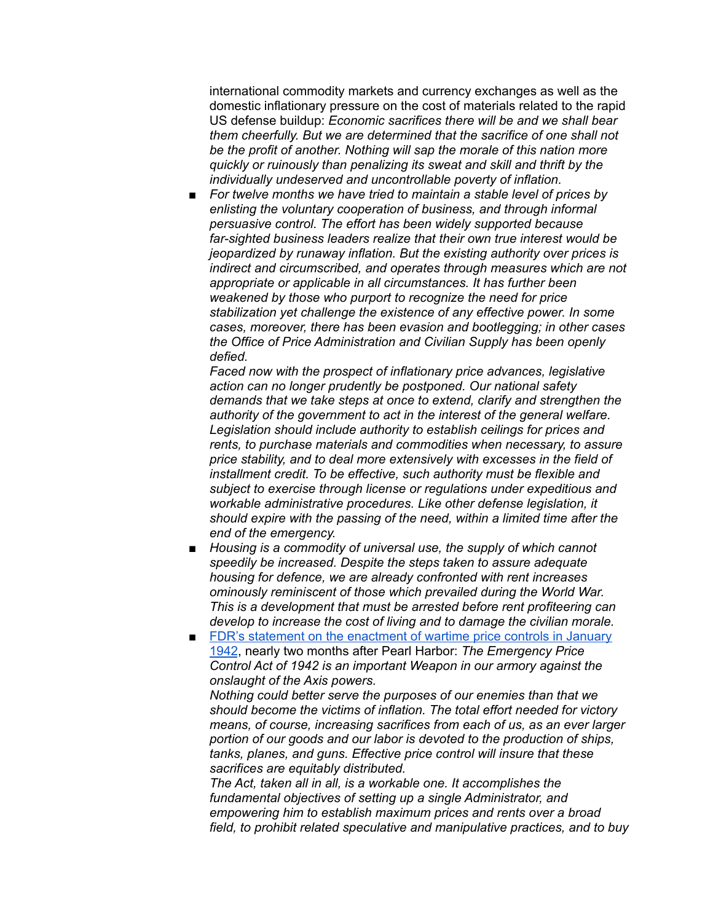international commodity markets and currency exchanges as well as the domestic inflationary pressure on the cost of materials related to the rapid US defense buildup: *Economic sacrifices there will be and we shall bear them cheerfully. But we are determined that the sacrifice of one shall not be the profit of another. Nothing will sap the morale of this nation more quickly or ruinously than penalizing its sweat and skill and thrift by the individually undeserved and uncontrollable poverty of inflation.*

- *For twelve months we have tried to maintain a stable level of prices by enlisting the voluntary cooperation of business, and through informal persuasive control. The effort has been widely supported because far-sighted business leaders realize that their own true interest would be jeopardized by runaway inflation. But the existing authority over prices is indirect and circumscribed, and operates through measures which are not appropriate or applicable in all circumstances. It has further been weakened by those who purport to recognize the need for price stabilization yet challenge the existence of any effective power. In some cases, moreover, there has been evasion and bootlegging; in other cases the Office of Price Administration and Civilian Supply has been openly defied.*

  *Faced now with the prospect of inflationary price advances, legislative action can no longer prudently be postponed. Our national safety demands that we take steps at once to extend, clarify and strengthen the authority of the government to act in the interest of the general welfare. Legislation should include authority to establish ceilings for prices and rents, to purchase materials and commodities when necessary, to assure price stability, and to deal more extensively with excesses in the field of installment credit. To be effective, such authority must be flexible and subject to exercise through license or regulations under expeditious and workable administrative procedures. Like other defense legislation, it should expire with the passing of the need, within a limited time after the end of the emergency.*
- *Housing is a commodity of universal use, the supply of which cannot speedily be increased. Despite the steps taken to assure adequate housing for defence, we are already confronted with rent increases ominously reminiscent of those which prevailed during the World War. This is a development that must be arrested before rent profiteering can develop to increase the cost of living and to damage the civilian morale.*
- [FDR's statement on the enactment of wartime price controls in January 1942], nearly two months after Pearl Harbor: *The Emergency Price Control Act of 1942 is an important Weapon in our armory against the onslaught of the Axis powers.*

  *Nothing could better serve the purposes of our enemies than that we should become the victims of inflation. The total effort needed for victory means, of course, increasing sacrifices from each of us, as an ever larger portion of our goods and our labor is devoted to the production of ships, tanks, planes, and guns. Effective price control will insure that these sacrifices are equitably distributed.*

  *The Act, taken all in all, is a workable one. It accomplishes the fundamental objectives of setting up a single Administrator, and empowering him to establish maximum prices and rents over a broad field, to prohibit related speculative and manipulative practices, and to buy*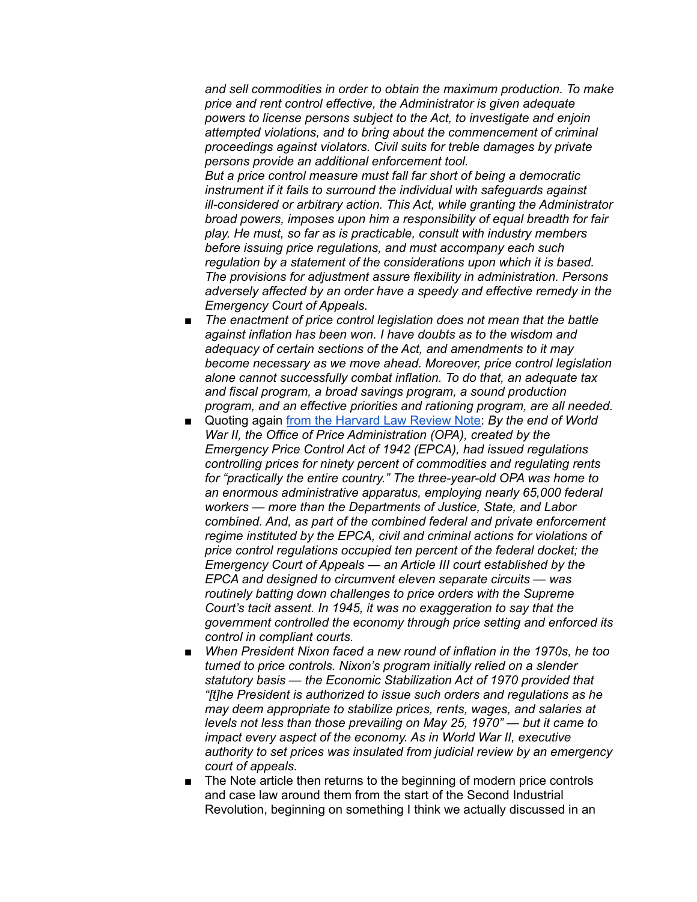*and sell commodities in order to obtain the maximum production. To make price and rent control effective, the Administrator is given adequate powers to license persons subject to the Act, to investigate and enjoin attempted violations, and to bring about the commencement of criminal proceedings against violators. Civil suits for treble damages by private persons provide an additional enforcement tool.*

*But a price control measure must fall far short of being a democratic instrument if it fails to surround the individual with safeguards against ill-considered or arbitrary action. This Act, while granting the Administrator broad powers, imposes upon him a responsibility of equal breadth for fair play. He must, so far as is practicable, consult with industry members before issuing price regulations, and must accompany each such regulation by a statement of the considerations upon which it is based. The provisions for adjustment assure flexibility in administration. Persons adversely affected by an order have a speedy and effective remedy in the Emergency Court of Appeals.*

- *The enactment of price control legislation does not mean that the battle against inflation has been won. I have doubts as to the wisdom and adequacy of certain sections of the Act, and amendments to it may become necessary as we move ahead. Moreover, price control legislation alone cannot successfully combat inflation. To do that, an adequate tax and fiscal program, a broad savings program, a sound production program, and an effective priorities and rationing program, are all needed.*
- Quoting again [from the Harvard Law Review Note](): *By the end of World War II, the Office of Price Administration (OPA), created by the Emergency Price Control Act of 1942 (EPCA), had issued regulations controlling prices for ninety percent of commodities and regulating rents for "practically the entire country." The three-year-old OPA was home to an enormous administrative apparatus, employing nearly 65,000 federal workers — more than the Departments of Justice, State, and Labor combined. And, as part of the combined federal and private enforcement regime instituted by the EPCA, civil and criminal actions for violations of price control regulations occupied ten percent of the federal docket; the Emergency Court of Appeals — an Article III court established by the EPCA and designed to circumvent eleven separate circuits — was routinely batting down challenges to price orders with the Supreme Court's tacit assent. In 1945, it was no exaggeration to say that the government controlled the economy through price setting and enforced its control in compliant courts.*
- *When President Nixon faced a new round of inflation in the 1970s, he too turned to price controls. Nixon's program initially relied on a slender statutory basis — the Economic Stabilization Act of 1970 provided that "[t]he President is authorized to issue such orders and regulations as he may deem appropriate to stabilize prices, rents, wages, and salaries at levels not less than those prevailing on May 25, 1970" — but it came to impact every aspect of the economy. As in World War II, executive authority to set prices was insulated from judicial review by an emergency court of appeals.*
- The Note article then returns to the beginning of modern price controls and case law around them from the start of the Second Industrial Revolution, beginning on something I think we actually discussed in an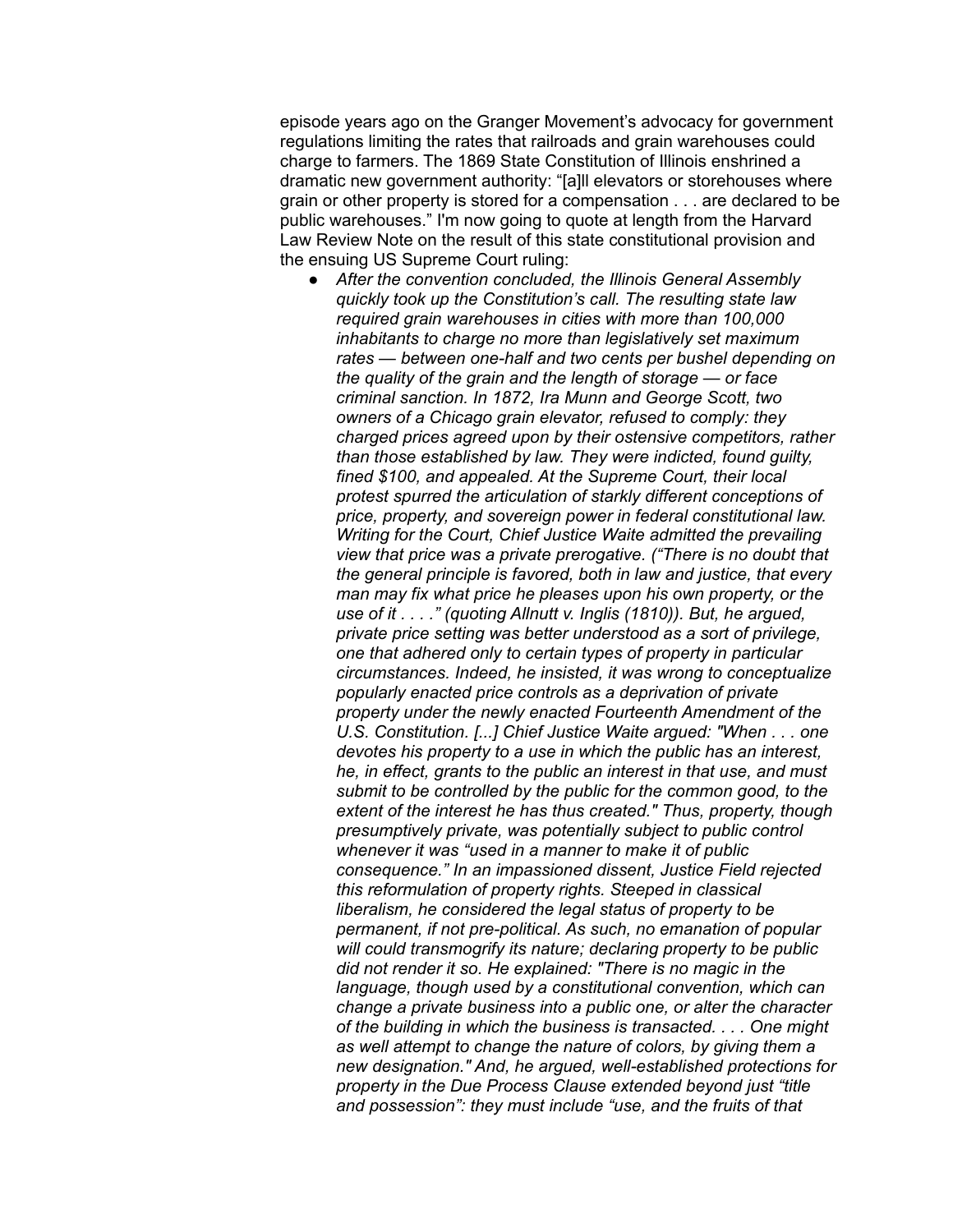episode years ago on the Granger Movement's advocacy for government regulations limiting the rates that railroads and grain warehouses could charge to farmers. The 1869 State Constitution of Illinois enshrined a dramatic new government authority: "[a]ll elevators or storehouses where grain or other property is stored for a compensation . . . are declared to be public warehouses." I'm now going to quote at length from the Harvard Law Review Note on the result of this state constitutional provision and the ensuing US Supreme Court ruling:

- *After the convention concluded, the Illinois General Assembly quickly took up the Constitution's call. The resulting state law required grain warehouses in cities with more than 100,000 inhabitants to charge no more than legislatively set maximum rates — between one-half and two cents per bushel depending on the quality of the grain and the length of storage — or face criminal sanction. In 1872, Ira Munn and George Scott, two owners of a Chicago grain elevator, refused to comply: they charged prices agreed upon by their ostensive competitors, rather than those established by law. They were indicted, found guilty, fined $100, and appealed. At the Supreme Court, their local protest spurred the articulation of starkly different conceptions of price, property, and sovereign power in federal constitutional law. Writing for the Court, Chief Justice Waite admitted the prevailing view that price was a private prerogative. ("There is no doubt that the general principle is favored, both in law and justice, that every man may fix what price he pleases upon his own property, or the use of it . . . ." (quoting Allnutt v. Inglis (1810)). But, he argued, private price setting was better understood as a sort of privilege, one that adhered only to certain types of property in particular circumstances. Indeed, he insisted, it was wrong to conceptualize popularly enacted price controls as a deprivation of private property under the newly enacted Fourteenth Amendment of the U.S. Constitution. [...] Chief Justice Waite argued: "When . . . one devotes his property to a use in which the public has an interest, he, in effect, grants to the public an interest in that use, and must submit to be controlled by the public for the common good, to the extent of the interest he has thus created." Thus, property, though presumptively private, was potentially subject to public control whenever it was "used in a manner to make it of public consequence." In an impassioned dissent, Justice Field rejected this reformulation of property rights. Steeped in classical liberalism, he considered the legal status of property to be permanent, if not pre-political. As such, no emanation of popular will could transmogrify its nature; declaring property to be public did not render it so. He explained: "There is no magic in the language, though used by a constitutional convention, which can change a private business into a public one, or alter the character of the building in which the business is transacted. . . . One might as well attempt to change the nature of colors, by giving them a new designation." And, he argued, well-established protections for property in the Due Process Clause extended beyond just "title and possession": they must include "use, and the fruits of that*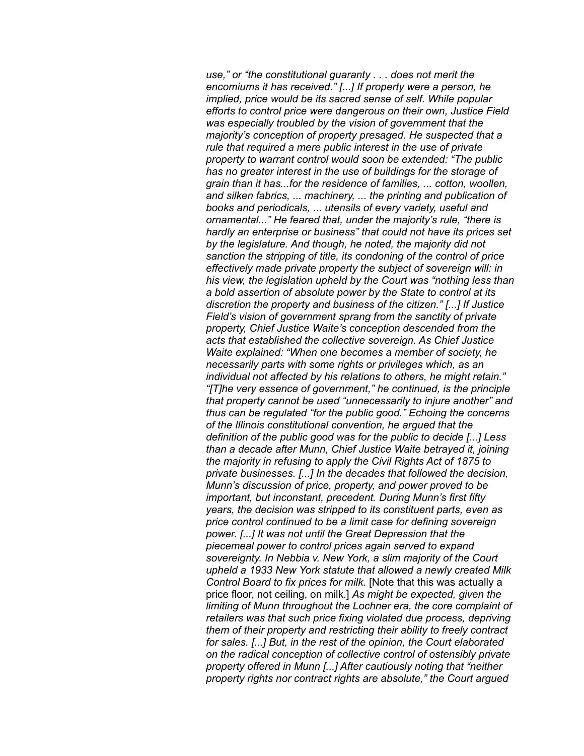*use," or "the constitutional guaranty . . . does not merit the encomiums it has received." [...] If property were a person, he implied, price would be its sacred sense of self. While popular efforts to control price were dangerous on their own, Justice Field was especially troubled by the vision of government that the majority's conception of property presaged. He suspected that a rule that required a mere public interest in the use of private property to warrant control would soon be extended: "The public has no greater interest in the use of buildings for the storage of grain than it has...for the residence of families, ... cotton, woollen, and silken fabrics, ... machinery, ... the printing and publication of books and periodicals, ... utensils of every variety, useful and ornamental..." He feared that, under the majority's rule, "there is hardly an enterprise or business" that could not have its prices set by the legislature. And though, he noted, the majority did not sanction the stripping of title, its condoning of the control of price effectively made private property the subject of sovereign will: in his view, the legislation upheld by the Court was "nothing less than a bold assertion of absolute power by the State to control at its discretion the property and business of the citizen." [...] If Justice Field's vision of government sprang from the sanctity of private property, Chief Justice Waite's conception descended from the acts that established the collective sovereign. As Chief Justice Waite explained: "When one becomes a member of society, he necessarily parts with some rights or privileges which, as an individual not affected by his relations to others, he might retain." "[T]he very essence of government," he continued, is the principle that property cannot be used "unnecessarily to injure another" and thus can be regulated "for the public good." Echoing the concerns of the Illinois constitutional convention, he argued that the definition of the public good was for the public to decide [...] Less than a decade after Munn, Chief Justice Waite betrayed it, joining the majority in refusing to apply the Civil Rights Act of 1875 to private businesses. [...] In the decades that followed the decision, Munn's discussion of price, property, and power proved to be important, but inconstant, precedent. During Munn's first fifty years, the decision was stripped to its constituent parts, even as price control continued to be a limit case for defining sovereign power. [...] It was not until the Great Depression that the piecemeal power to control prices again served to expand sovereignty. In Nebbia v. New York, a slim majority of the Court upheld a 1933 New York statute that allowed a newly created Milk Control Board to fix prices for milk.* [Note that this was actually a price floor, not ceiling, on milk.] *As might be expected, given the limiting of Munn throughout the Lochner era, the core complaint of retailers was that such price fixing violated due process, depriving them of their property and restricting their ability to freely contract for sales. [...] But, in the rest of the opinion, the Court elaborated on the radical conception of collective control of ostensibly private property offered in Munn [...] After cautiously noting that "neither property rights nor contract rights are absolute," the Court argued*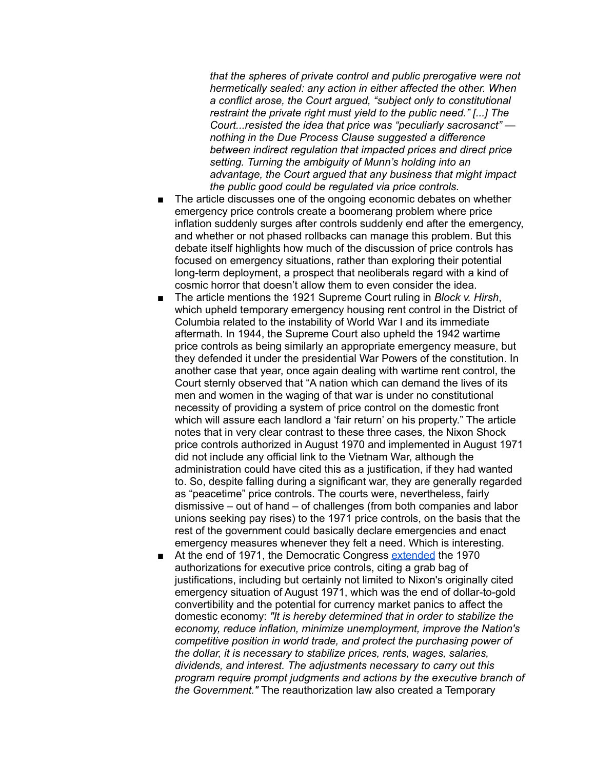> *that the spheres of private control and public prerogative were not hermetically sealed: any action in either affected the other. When a conflict arose, the Court argued, "subject only to constitutional restraint the private right must yield to the public need." [...] The Court...resisted the idea that price was "peculiarly sacrosanct" — nothing in the Due Process Clause suggested a difference between indirect regulation that impacted prices and direct price setting. Turning the ambiguity of Munn's holding into an advantage, the Court argued that any business that might impact the public good could be regulated via price controls.*

- The article discusses one of the ongoing economic debates on whether emergency price controls create a boomerang problem where price inflation suddenly surges after controls suddenly end after the emergency, and whether or not phased rollbacks can manage this problem. But this debate itself highlights how much of the discussion of price controls has focused on emergency situations, rather than exploring their potential long-term deployment, a prospect that neoliberals regard with a kind of cosmic horror that doesn't allow them to even consider the idea.
- The article mentions the 1921 Supreme Court ruling in *Block v. Hirsh*, which upheld temporary emergency housing rent control in the District of Columbia related to the instability of World War I and its immediate aftermath. In 1944, the Supreme Court also upheld the 1942 wartime price controls as being similarly an appropriate emergency measure, but they defended it under the presidential War Powers of the constitution. In another case that year, once again dealing with wartime rent control, the Court sternly observed that "A nation which can demand the lives of its men and women in the waging of that war is under no constitutional necessity of providing a system of price control on the domestic front which will assure each landlord a 'fair return' on his property." The article notes that in very clear contrast to these three cases, the Nixon Shock price controls authorized in August 1970 and implemented in August 1971 did not include any official link to the Vietnam War, although the administration could have cited this as a justification, if they had wanted to. So, despite falling during a significant war, they are generally regarded as "peacetime" price controls. The courts were, nevertheless, fairly dismissive – out of hand – of challenges (from both companies and labor unions seeking pay rises) to the 1971 price controls, on the basis that the rest of the government could basically declare emergencies and enact emergency measures whenever they felt a need. Which is interesting.
- At the end of 1971, the Democratic Congress extended the 1970 authorizations for executive price controls, citing a grab bag of justifications, including but certainly not limited to Nixon's originally cited emergency situation of August 1971, which was the end of dollar-to-gold convertibility and the potential for currency market panics to affect the domestic economy: *"It is hereby determined that in order to stabilize the economy, reduce inflation, minimize unemployment, improve the Nation's competitive position in world trade, and protect the purchasing power of the dollar, it is necessary to stabilize prices, rents, wages, salaries, dividends, and interest. The adjustments necessary to carry out this program require prompt judgments and actions by the executive branch of the Government."* The reauthorization law also created a Temporary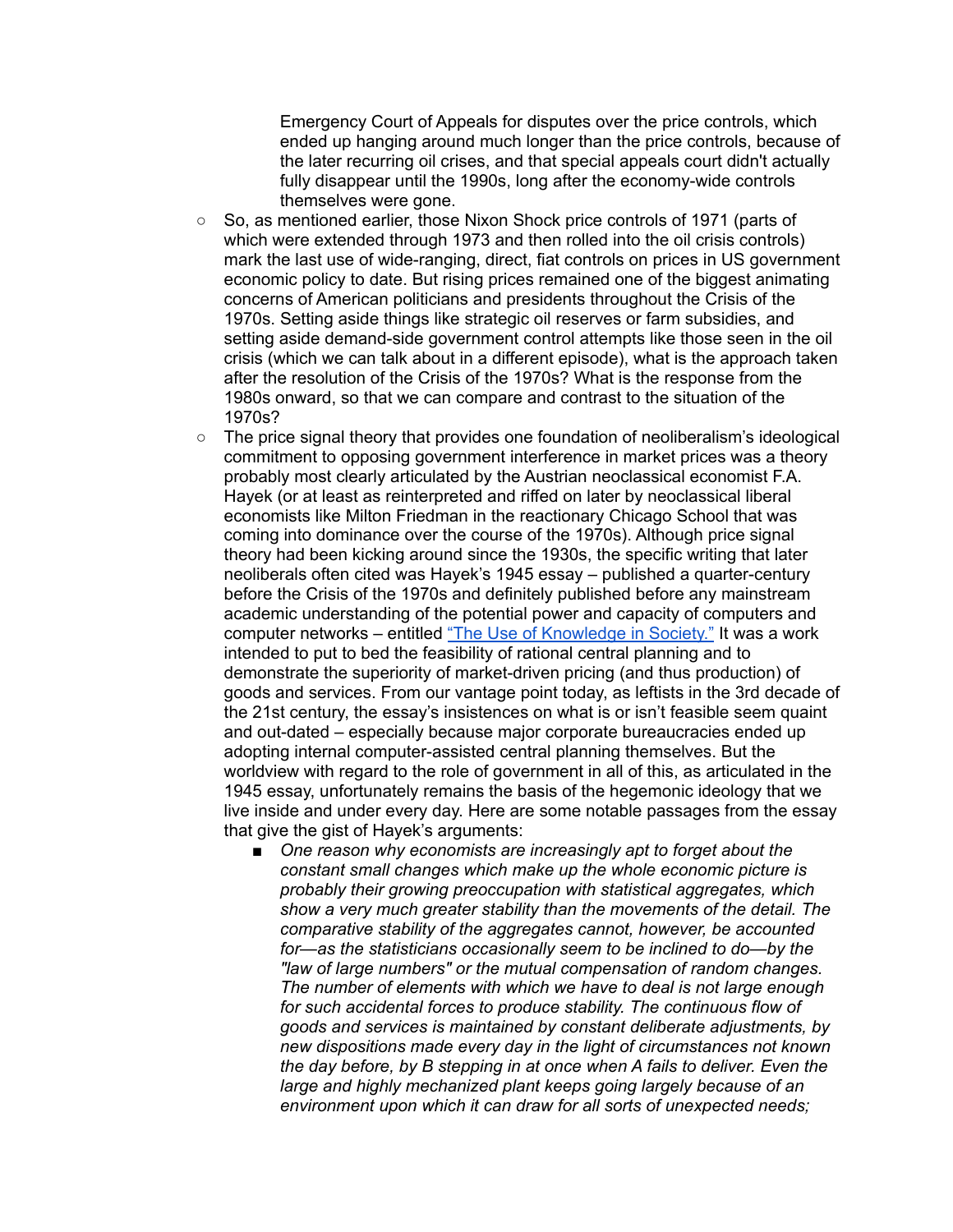Emergency Court of Appeals for disputes over the price controls, which ended up hanging around much longer than the price controls, because of the later recurring oil crises, and that special appeals court didn't actually fully disappear until the 1990s, long after the economy-wide controls themselves were gone.

- So, as mentioned earlier, those Nixon Shock price controls of 1971 (parts of which were extended through 1973 and then rolled into the oil crisis controls) mark the last use of wide-ranging, direct, fiat controls on prices in US government economic policy to date. But rising prices remained one of the biggest animating concerns of American politicians and presidents throughout the Crisis of the 1970s. Setting aside things like strategic oil reserves or farm subsidies, and setting aside demand-side government control attempts like those seen in the oil crisis (which we can talk about in a different episode), what is the approach taken after the resolution of the Crisis of the 1970s? What is the response from the 1980s onward, so that we can compare and contrast to the situation of the 1970s?
- The price signal theory that provides one foundation of neoliberalism's ideological commitment to opposing government interference in market prices was a theory probably most clearly articulated by the Austrian neoclassical economist F.A. Hayek (or at least as reinterpreted and riffed on later by neoclassical liberal economists like Milton Friedman in the reactionary Chicago School that was coming into dominance over the course of the 1970s). Although price signal theory had been kicking around since the 1930s, the specific writing that later neoliberals often cited was Hayek's 1945 essay – published a quarter-century before the Crisis of the 1970s and definitely published before any mainstream academic understanding of the potential power and capacity of computers and computer networks – entitled ["The Use of Knowledge in Society."]() It was a work intended to put to bed the feasibility of rational central planning and to demonstrate the superiority of market-driven pricing (and thus production) of goods and services. From our vantage point today, as leftists in the 3rd decade of the 21st century, the essay's insistences on what is or isn't feasible seem quaint and out-dated – especially because major corporate bureaucracies ended up adopting internal computer-assisted central planning themselves. But the worldview with regard to the role of government in all of this, as articulated in the 1945 essay, unfortunately remains the basis of the hegemonic ideology that we live inside and under every day. Here are some notable passages from the essay that give the gist of Hayek's arguments:
  - *One reason why economists are increasingly apt to forget about the constant small changes which make up the whole economic picture is probably their growing preoccupation with statistical aggregates, which show a very much greater stability than the movements of the detail. The comparative stability of the aggregates cannot, however, be accounted for—as the statisticians occasionally seem to be inclined to do—by the "law of large numbers" or the mutual compensation of random changes. The number of elements with which we have to deal is not large enough for such accidental forces to produce stability. The continuous flow of goods and services is maintained by constant deliberate adjustments, by new dispositions made every day in the light of circumstances not known the day before, by B stepping in at once when A fails to deliver. Even the large and highly mechanized plant keeps going largely because of an environment upon which it can draw for all sorts of unexpected needs;*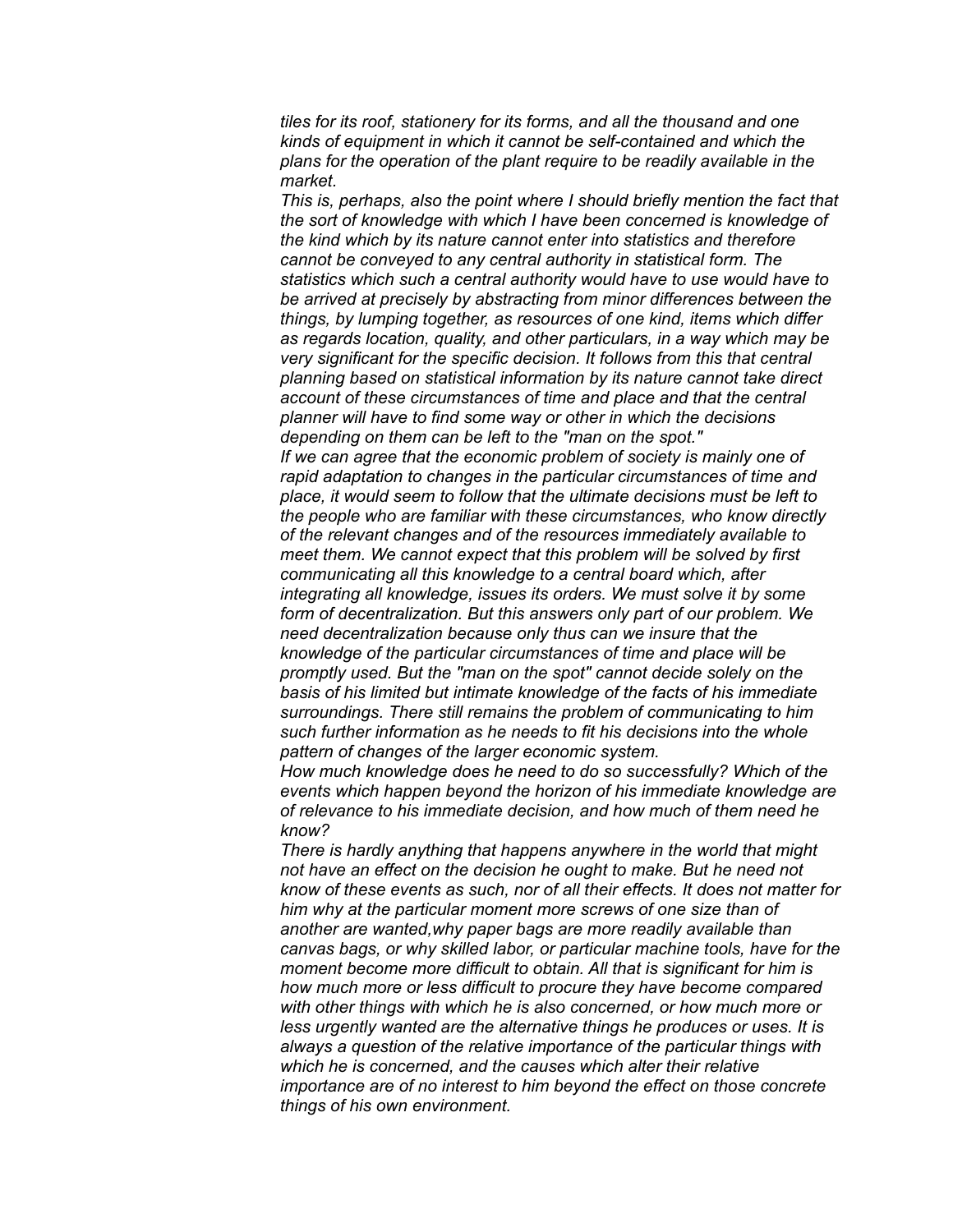*tiles for its roof, stationery for its forms, and all the thousand and one kinds of equipment in which it cannot be self-contained and which the plans for the operation of the plant require to be readily available in the market.*

*This is, perhaps, also the point where I should briefly mention the fact that the sort of knowledge with which I have been concerned is knowledge of the kind which by its nature cannot enter into statistics and therefore cannot be conveyed to any central authority in statistical form. The statistics which such a central authority would have to use would have to be arrived at precisely by abstracting from minor differences between the things, by lumping together, as resources of one kind, items which differ as regards location, quality, and other particulars, in a way which may be very significant for the specific decision. It follows from this that central planning based on statistical information by its nature cannot take direct account of these circumstances of time and place and that the central planner will have to find some way or other in which the decisions depending on them can be left to the "man on the spot."*

*If we can agree that the economic problem of society is mainly one of rapid adaptation to changes in the particular circumstances of time and place, it would seem to follow that the ultimate decisions must be left to the people who are familiar with these circumstances, who know directly of the relevant changes and of the resources immediately available to meet them. We cannot expect that this problem will be solved by first communicating all this knowledge to a central board which, after integrating all knowledge, issues its orders. We must solve it by some form of decentralization. But this answers only part of our problem. We need decentralization because only thus can we insure that the knowledge of the particular circumstances of time and place will be promptly used. But the "man on the spot" cannot decide solely on the basis of his limited but intimate knowledge of the facts of his immediate surroundings. There still remains the problem of communicating to him such further information as he needs to fit his decisions into the whole pattern of changes of the larger economic system.*

*How much knowledge does he need to do so successfully? Which of the events which happen beyond the horizon of his immediate knowledge are of relevance to his immediate decision, and how much of them need he know?*

*There is hardly anything that happens anywhere in the world that might not have an effect on the decision he ought to make. But he need not know of these events as such, nor of all their effects. It does not matter for him why at the particular moment more screws of one size than of another are wanted,why paper bags are more readily available than canvas bags, or why skilled labor, or particular machine tools, have for the moment become more difficult to obtain. All that is significant for him is how much more or less difficult to procure they have become compared with other things with which he is also concerned, or how much more or less urgently wanted are the alternative things he produces or uses. It is always a question of the relative importance of the particular things with which he is concerned, and the causes which alter their relative importance are of no interest to him beyond the effect on those concrete things of his own environment.*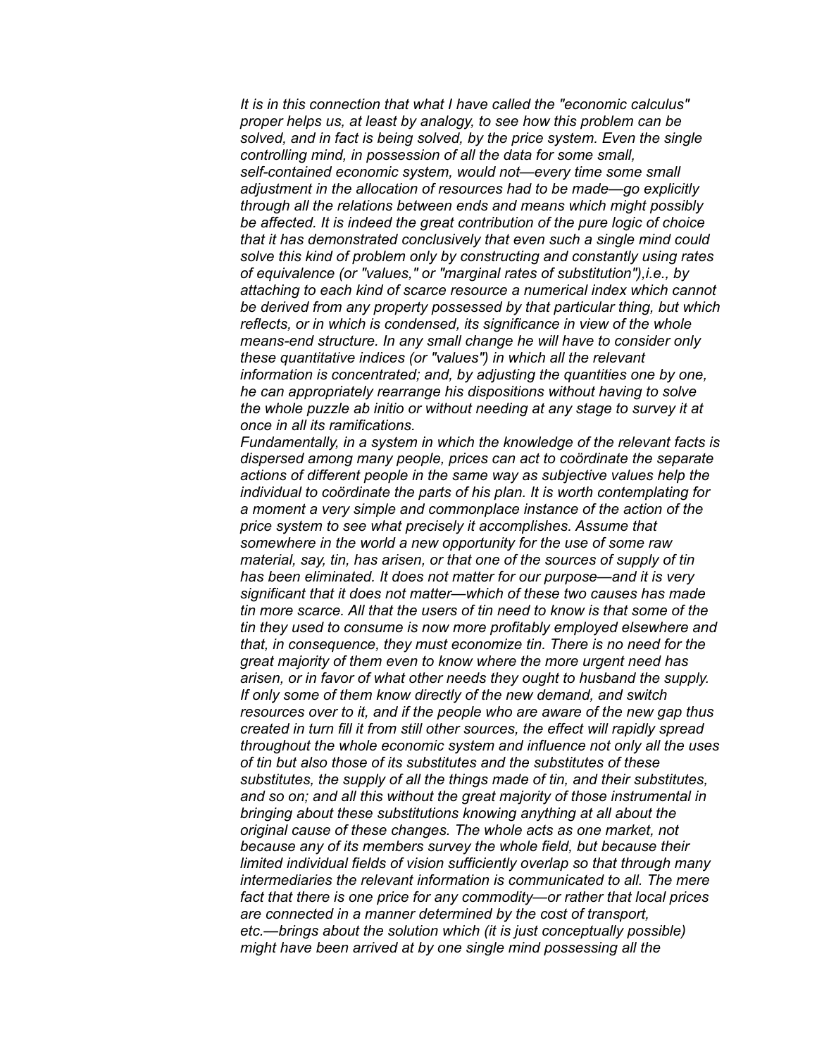*It is in this connection that what I have called the "economic calculus" proper helps us, at least by analogy, to see how this problem can be solved, and in fact is being solved, by the price system. Even the single controlling mind, in possession of all the data for some small, self-contained economic system, would not—every time some small adjustment in the allocation of resources had to be made—go explicitly through all the relations between ends and means which might possibly be affected. It is indeed the great contribution of the pure logic of choice that it has demonstrated conclusively that even such a single mind could solve this kind of problem only by constructing and constantly using rates of equivalence (or "values," or "marginal rates of substitution"),i.e., by attaching to each kind of scarce resource a numerical index which cannot be derived from any property possessed by that particular thing, but which reflects, or in which is condensed, its significance in view of the whole means-end structure. In any small change he will have to consider only these quantitative indices (or "values") in which all the relevant information is concentrated; and, by adjusting the quantities one by one, he can appropriately rearrange his dispositions without having to solve the whole puzzle ab initio or without needing at any stage to survey it at once in all its ramifications.*

*Fundamentally, in a system in which the knowledge of the relevant facts is dispersed among many people, prices can act to coördinate the separate actions of different people in the same way as subjective values help the individual to coördinate the parts of his plan. It is worth contemplating for a moment a very simple and commonplace instance of the action of the price system to see what precisely it accomplishes. Assume that somewhere in the world a new opportunity for the use of some raw material, say, tin, has arisen, or that one of the sources of supply of tin has been eliminated. It does not matter for our purpose—and it is very significant that it does not matter—which of these two causes has made tin more scarce. All that the users of tin need to know is that some of the tin they used to consume is now more profitably employed elsewhere and that, in consequence, they must economize tin. There is no need for the great majority of them even to know where the more urgent need has arisen, or in favor of what other needs they ought to husband the supply. If only some of them know directly of the new demand, and switch resources over to it, and if the people who are aware of the new gap thus created in turn fill it from still other sources, the effect will rapidly spread throughout the whole economic system and influence not only all the uses of tin but also those of its substitutes and the substitutes of these substitutes, the supply of all the things made of tin, and their substitutes, and so on; and all this without the great majority of those instrumental in bringing about these substitutions knowing anything at all about the original cause of these changes. The whole acts as one market, not because any of its members survey the whole field, but because their limited individual fields of vision sufficiently overlap so that through many intermediaries the relevant information is communicated to all. The mere fact that there is one price for any commodity—or rather that local prices are connected in a manner determined by the cost of transport, etc.—brings about the solution which (it is just conceptually possible) might have been arrived at by one single mind possessing all the*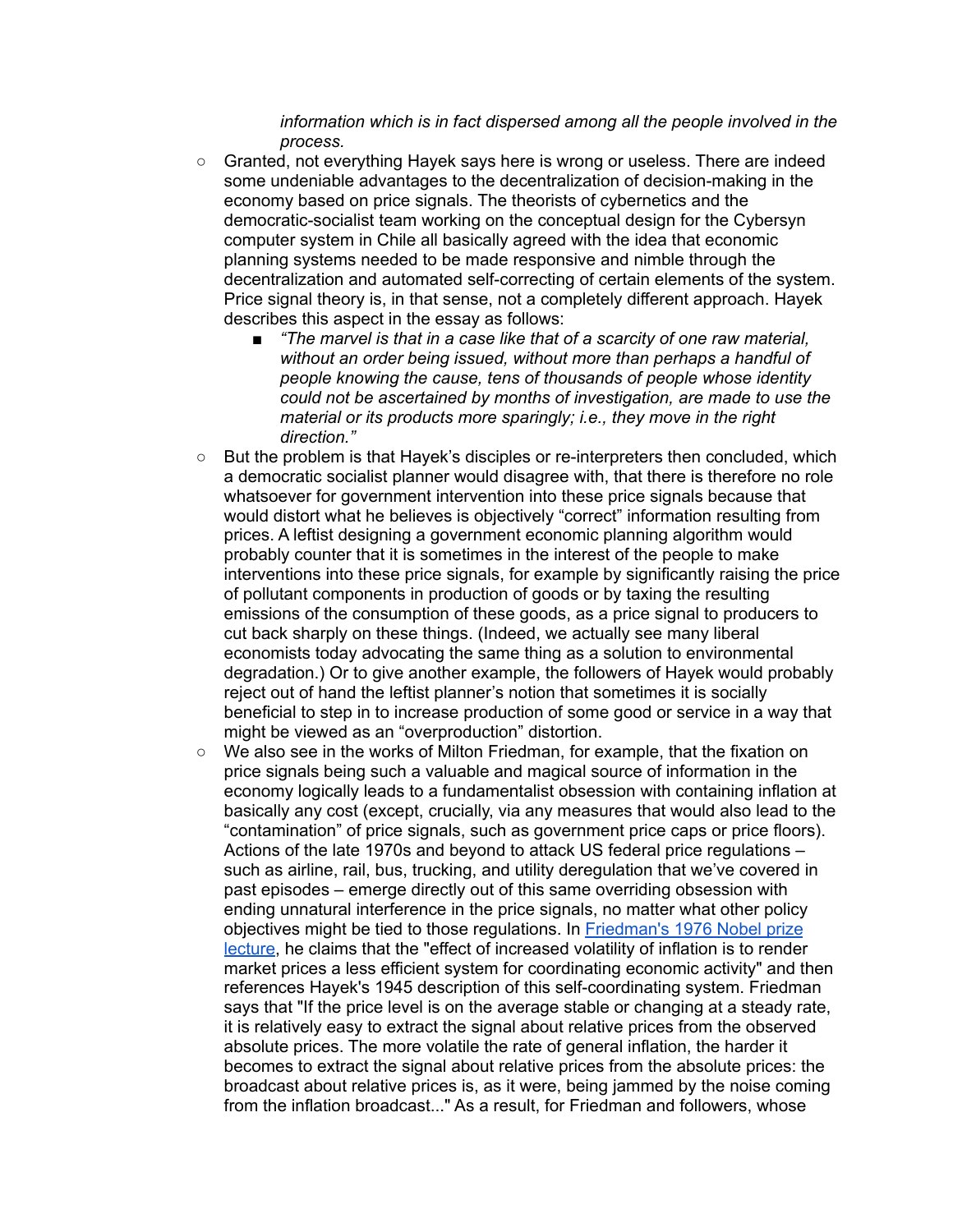*information which is in fact dispersed among all the people involved in the process.*

- Granted, not everything Hayek says here is wrong or useless. There are indeed some undeniable advantages to the decentralization of decision-making in the economy based on price signals. The theorists of cybernetics and the democratic-socialist team working on the conceptual design for the Cybersyn computer system in Chile all basically agreed with the idea that economic planning systems needed to be made responsive and nimble through the decentralization and automated self-correcting of certain elements of the system. Price signal theory is, in that sense, not a completely different approach. Hayek describes this aspect in the essay as follows:
  - *"The marvel is that in a case like that of a scarcity of one raw material, without an order being issued, without more than perhaps a handful of people knowing the cause, tens of thousands of people whose identity could not be ascertained by months of investigation, are made to use the material or its products more sparingly; i.e., they move in the right direction."*
- But the problem is that Hayek's disciples or re-interpreters then concluded, which a democratic socialist planner would disagree with, that there is therefore no role whatsoever for government intervention into these price signals because that would distort what he believes is objectively "correct" information resulting from prices. A leftist designing a government economic planning algorithm would probably counter that it is sometimes in the interest of the people to make interventions into these price signals, for example by significantly raising the price of pollutant components in production of goods or by taxing the resulting emissions of the consumption of these goods, as a price signal to producers to cut back sharply on these things. (Indeed, we actually see many liberal economists today advocating the same thing as a solution to environmental degradation.) Or to give another example, the followers of Hayek would probably reject out of hand the leftist planner's notion that sometimes it is socially beneficial to step in to increase production of some good or service in a way that might be viewed as an "overproduction" distortion.
- We also see in the works of Milton Friedman, for example, that the fixation on price signals being such a valuable and magical source of information in the economy logically leads to a fundamentalist obsession with containing inflation at basically any cost (except, crucially, via any measures that would also lead to the "contamination" of price signals, such as government price caps or price floors). Actions of the late 1970s and beyond to attack US federal price regulations – such as airline, rail, bus, trucking, and utility deregulation that we've covered in past episodes – emerge directly out of this same overriding obsession with ending unnatural interference in the price signals, no matter what other policy objectives might be tied to those regulations. In Friedman's 1976 Nobel prize lecture, he claims that the "effect of increased volatility of inflation is to render market prices a less efficient system for coordinating economic activity" and then references Hayek's 1945 description of this self-coordinating system. Friedman says that "If the price level is on the average stable or changing at a steady rate, it is relatively easy to extract the signal about relative prices from the observed absolute prices. The more volatile the rate of general inflation, the harder it becomes to extract the signal about relative prices from the absolute prices: the broadcast about relative prices is, as it were, being jammed by the noise coming from the inflation broadcast..." As a result, for Friedman and followers, whose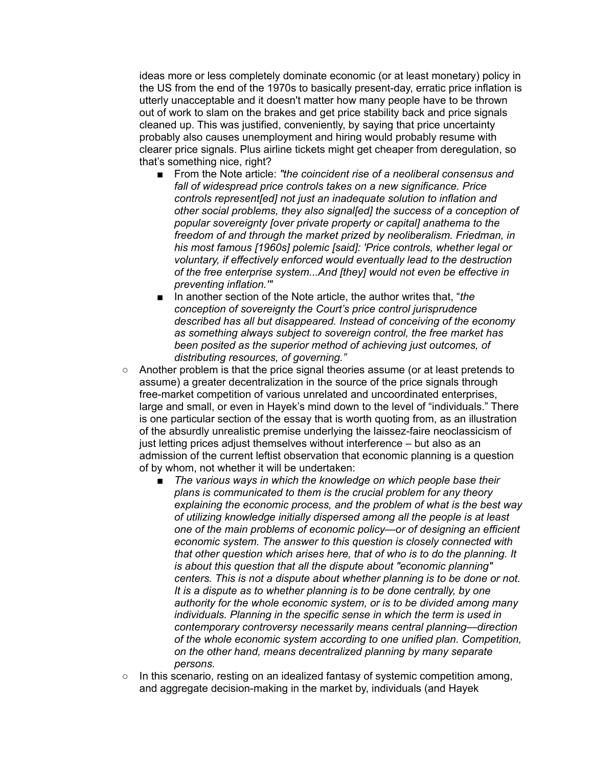ideas more or less completely dominate economic (or at least monetary) policy in the US from the end of the 1970s to basically present-day, erratic price inflation is utterly unacceptable and it doesn't matter how many people have to be thrown out of work to slam on the brakes and get price stability back and price signals cleaned up. This was justified, conveniently, by saying that price uncertainty probably also causes unemployment and hiring would probably resume with clearer price signals. Plus airline tickets might get cheaper from deregulation, so that's something nice, right?

  - From the Note article: *"the coincident rise of a neoliberal consensus and fall of widespread price controls takes on a new significance. Price controls represent[ed] not just an inadequate solution to inflation and other social problems, they also signal[ed] the success of a conception of popular sovereignty [over private property or capital] anathema to the freedom of and through the market prized by neoliberalism. Friedman, in his most famous [1960s] polemic [said]: 'Price controls, whether legal or voluntary, if effectively enforced would eventually lead to the destruction of the free enterprise system...And [they] would not even be effective in preventing inflation.'"*
  - In another section of the Note article, the author writes that, "*the conception of sovereignty the Court's price control jurisprudence described has all but disappeared. Instead of conceiving of the economy as something always subject to sovereign control, the free market has been posited as the superior method of achieving just outcomes, of distributing resources, of governing.*"

- Another problem is that the price signal theories assume (or at least pretends to assume) a greater decentralization in the source of the price signals through free-market competition of various unrelated and uncoordinated enterprises, large and small, or even in Hayek's mind down to the level of "individuals." There is one particular section of the essay that is worth quoting from, as an illustration of the absurdly unrealistic premise underlying the laissez-faire neoclassicism of just letting prices adjust themselves without interference – but also as an admission of the current leftist observation that economic planning is a question of by whom, not whether it will be undertaken:
  - *The various ways in which the knowledge on which people base their plans is communicated to them is the crucial problem for any theory explaining the economic process, and the problem of what is the best way of utilizing knowledge initially dispersed among all the people is at least one of the main problems of economic policy—or of designing an efficient economic system. The answer to this question is closely connected with that other question which arises here, that of who is to do the planning. It is about this question that all the dispute about "economic planning" centers. This is not a dispute about whether planning is to be done or not. It is a dispute as to whether planning is to be done centrally, by one authority for the whole economic system, or is to be divided among many individuals. Planning in the specific sense in which the term is used in contemporary controversy necessarily means central planning—direction of the whole economic system according to one unified plan. Competition, on the other hand, means decentralized planning by many separate persons.*

- In this scenario, resting on an idealized fantasy of systemic competition among, and aggregate decision-making in the market by, individuals (and Hayek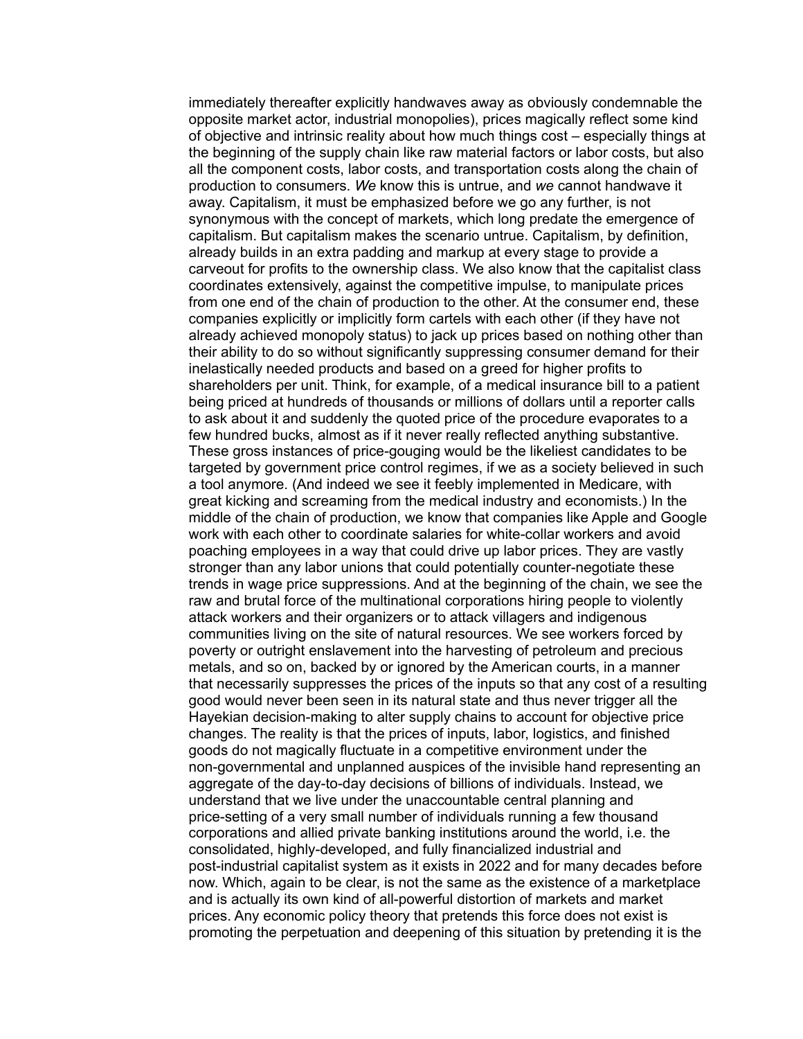immediately thereafter explicitly handwaves away as obviously condemnable the opposite market actor, industrial monopolies), prices magically reflect some kind of objective and intrinsic reality about how much things cost – especially things at the beginning of the supply chain like raw material factors or labor costs, but also all the component costs, labor costs, and transportation costs along the chain of production to consumers. *We* know this is untrue, and *we* cannot handwave it away. Capitalism, it must be emphasized before we go any further, is not synonymous with the concept of markets, which long predate the emergence of capitalism. But capitalism makes the scenario untrue. Capitalism, by definition, already builds in an extra padding and markup at every stage to provide a carveout for profits to the ownership class. We also know that the capitalist class coordinates extensively, against the competitive impulse, to manipulate prices from one end of the chain of production to the other. At the consumer end, these companies explicitly or implicitly form cartels with each other (if they have not already achieved monopoly status) to jack up prices based on nothing other than their ability to do so without significantly suppressing consumer demand for their inelastically needed products and based on a greed for higher profits to shareholders per unit. Think, for example, of a medical insurance bill to a patient being priced at hundreds of thousands or millions of dollars until a reporter calls to ask about it and suddenly the quoted price of the procedure evaporates to a few hundred bucks, almost as if it never really reflected anything substantive. These gross instances of price-gouging would be the likeliest candidates to be targeted by government price control regimes, if we as a society believed in such a tool anymore. (And indeed we see it feebly implemented in Medicare, with great kicking and screaming from the medical industry and economists.) In the middle of the chain of production, we know that companies like Apple and Google work with each other to coordinate salaries for white-collar workers and avoid poaching employees in a way that could drive up labor prices. They are vastly stronger than any labor unions that could potentially counter-negotiate these trends in wage price suppressions. And at the beginning of the chain, we see the raw and brutal force of the multinational corporations hiring people to violently attack workers and their organizers or to attack villagers and indigenous communities living on the site of natural resources. We see workers forced by poverty or outright enslavement into the harvesting of petroleum and precious metals, and so on, backed by or ignored by the American courts, in a manner that necessarily suppresses the prices of the inputs so that any cost of a resulting good would never been seen in its natural state and thus never trigger all the Hayekian decision-making to alter supply chains to account for objective price changes. The reality is that the prices of inputs, labor, logistics, and finished goods do not magically fluctuate in a competitive environment under the non-governmental and unplanned auspices of the invisible hand representing an aggregate of the day-to-day decisions of billions of individuals. Instead, we understand that we live under the unaccountable central planning and price-setting of a very small number of individuals running a few thousand corporations and allied private banking institutions around the world, i.e. the consolidated, highly-developed, and fully financialized industrial and post-industrial capitalist system as it exists in 2022 and for many decades before now. Which, again to be clear, is not the same as the existence of a marketplace and is actually its own kind of all-powerful distortion of markets and market prices. Any economic policy theory that pretends this force does not exist is promoting the perpetuation and deepening of this situation by pretending it is the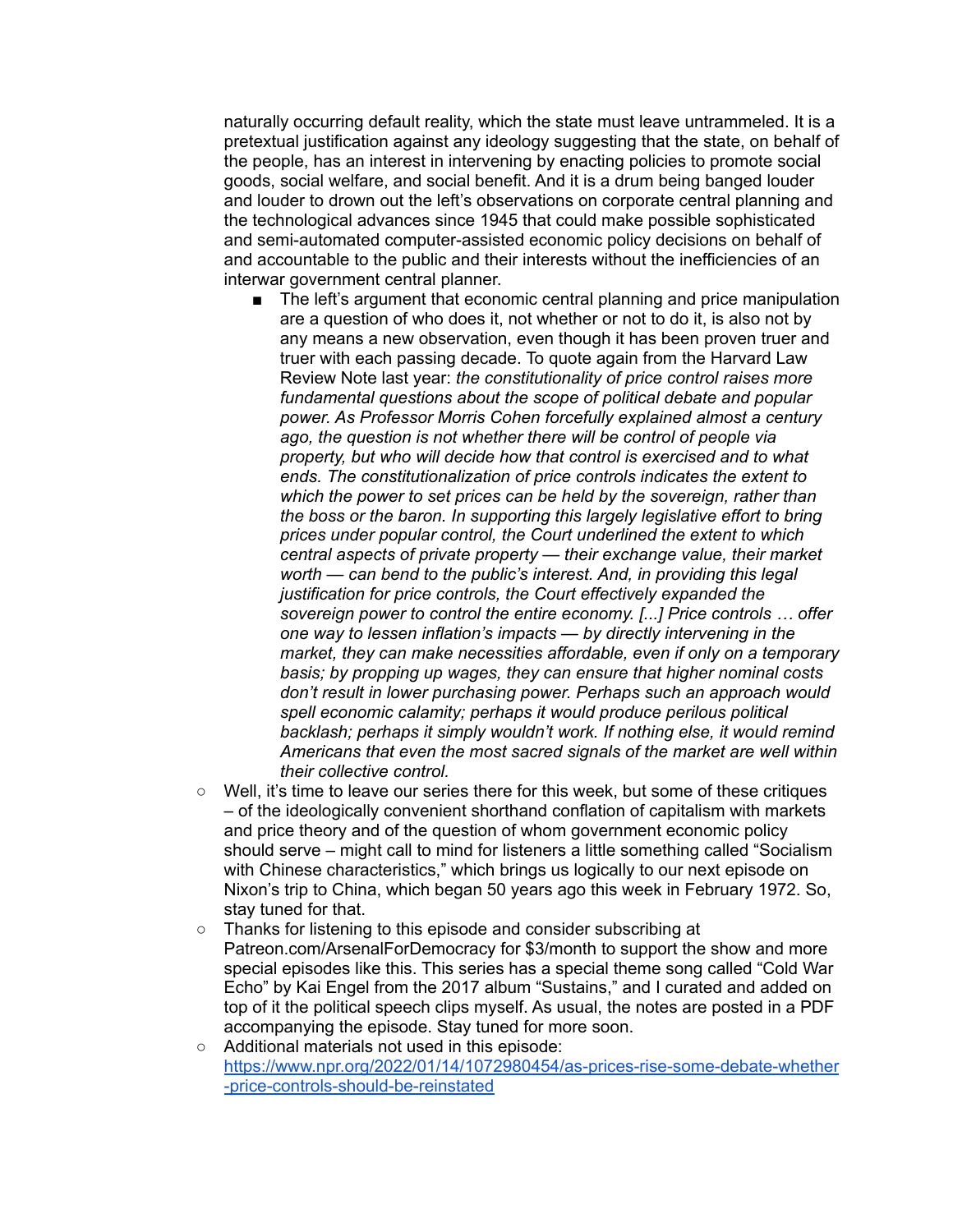naturally occurring default reality, which the state must leave untrammeled. It is a pretextual justification against any ideology suggesting that the state, on behalf of the people, has an interest in intervening by enacting policies to promote social goods, social welfare, and social benefit. And it is a drum being banged louder and louder to drown out the left's observations on corporate central planning and the technological advances since 1945 that could make possible sophisticated and semi-automated computer-assisted economic policy decisions on behalf of and accountable to the public and their interests without the inefficiencies of an interwar government central planner.

  - The left's argument that economic central planning and price manipulation are a question of who does it, not whether or not to do it, is also not by any means a new observation, even though it has been proven truer and truer with each passing decade. To quote again from the Harvard Law Review Note last year: *the constitutionality of price control raises more fundamental questions about the scope of political debate and popular power. As Professor Morris Cohen forcefully explained almost a century ago, the question is not whether there will be control of people via property, but who will decide how that control is exercised and to what ends. The constitutionalization of price controls indicates the extent to which the power to set prices can be held by the sovereign, rather than the boss or the baron. In supporting this largely legislative effort to bring prices under popular control, the Court underlined the extent to which central aspects of private property — their exchange value, their market worth — can bend to the public's interest. And, in providing this legal justification for price controls, the Court effectively expanded the sovereign power to control the entire economy. [...] Price controls … offer one way to lessen inflation's impacts — by directly intervening in the market, they can make necessities affordable, even if only on a temporary basis; by propping up wages, they can ensure that higher nominal costs don't result in lower purchasing power. Perhaps such an approach would spell economic calamity; perhaps it would produce perilous political backlash; perhaps it simply wouldn't work. If nothing else, it would remind Americans that even the most sacred signals of the market are well within their collective control.*

- Well, it's time to leave our series there for this week, but some of these critiques – of the ideologically convenient shorthand conflation of capitalism with markets and price theory and of the question of whom government economic policy should serve – might call to mind for listeners a little something called "Socialism with Chinese characteristics," which brings us logically to our next episode on Nixon's trip to China, which began 50 years ago this week in February 1972. So, stay tuned for that.
- Thanks for listening to this episode and consider subscribing at Patreon.com/ArsenalForDemocracy for $3/month to support the show and more special episodes like this. This series has a special theme song called "Cold War Echo" by Kai Engel from the 2017 album "Sustains," and I curated and added on top of it the political speech clips myself. As usual, the notes are posted in a PDF accompanying the episode. Stay tuned for more soon.
- Additional materials not used in this episode: [https://www.npr.org/2022/01/14/1072980454/as-prices-rise-some-debate-whether-price-controls-should-be-reinstated](https://www.npr.org/2022/01/14/1072980454/as-prices-rise-some-debate-whether-price-controls-should-be-reinstated)